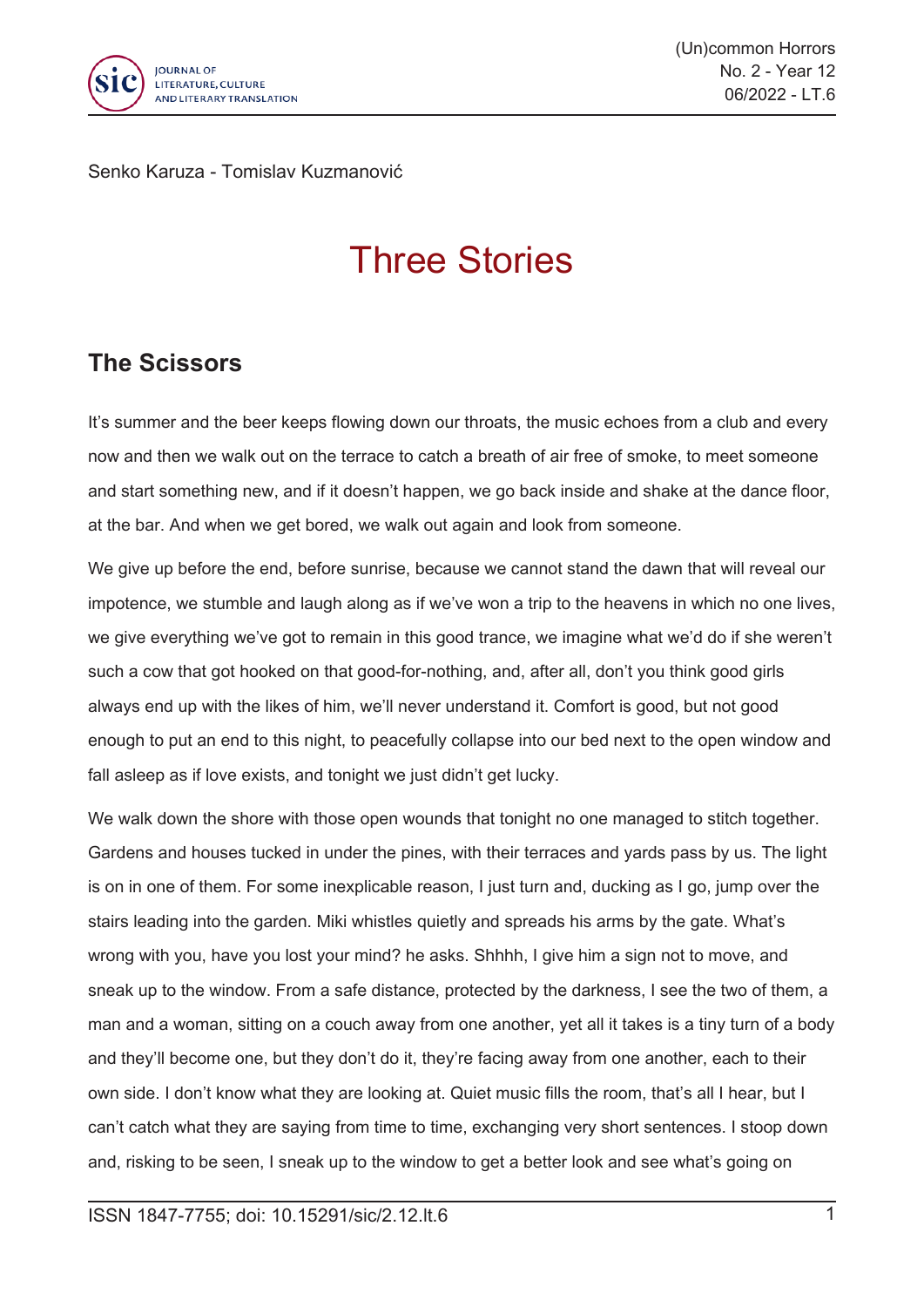Senko Karuza - Tomislav Kuzmanović

# Three Stories

## The Scissors

It's summer and the beer keeps flowing down our throats, the music echoes from a club and every now and then we walk out on the terrace to catch a breath of air free of smoke, to meet someone and start something new, and if it doesn't happen, we go back inside and shake at the dance floor, at the bar. And when we get bored, we walk out again and look from someone.

We give up before the end, before sunrise, because we cannot stand the dawn that will reveal our impotence, we stumble and laugh along as if we've won a trip to the heavens in which no one lives, we give everything we've got to remain in this good trance, we imagine what we'd do if she weren't such a cow that got hooked on that good-for-nothing, and, after all, don't you think good girls always end up with the likes of him, we'll never understand it. Comfort is good, but not good enough to put an end to this night, to peacefully collapse into our bed next to the open window and fall asleep as if love exists, and tonight we just didn't get lucky.

We walk down the shore with those open wounds that tonight no one managed to stitch together. Gardens and houses tucked in under the pines, with their terraces and yards pass by us. The light is on in one of them. For some inexplicable reason, I just turn and, ducking as I go, jump over the stairs leading into the garden. Miki whistles quietly and spreads his arms by the gate. What's wrong with you, have you lost your mind? he asks. Shhhh, I give him a sign not to move, and sneak up to the window. From a safe distance, protected by the darkness, I see the two of them, a man and a woman, sitting on a couch away from one another, yet all it takes is a tiny turn of a body and they'll become one, but they don't do it, they're facing away from one another, each to their own side. I don't know what they are looking at. Quiet music fills the room, that's all I hear, but I can't catch what they are saying from time to time, exchanging very short sentences. I stoop down and, risking to be seen, I sneak up to the window to get a better look and see what's going on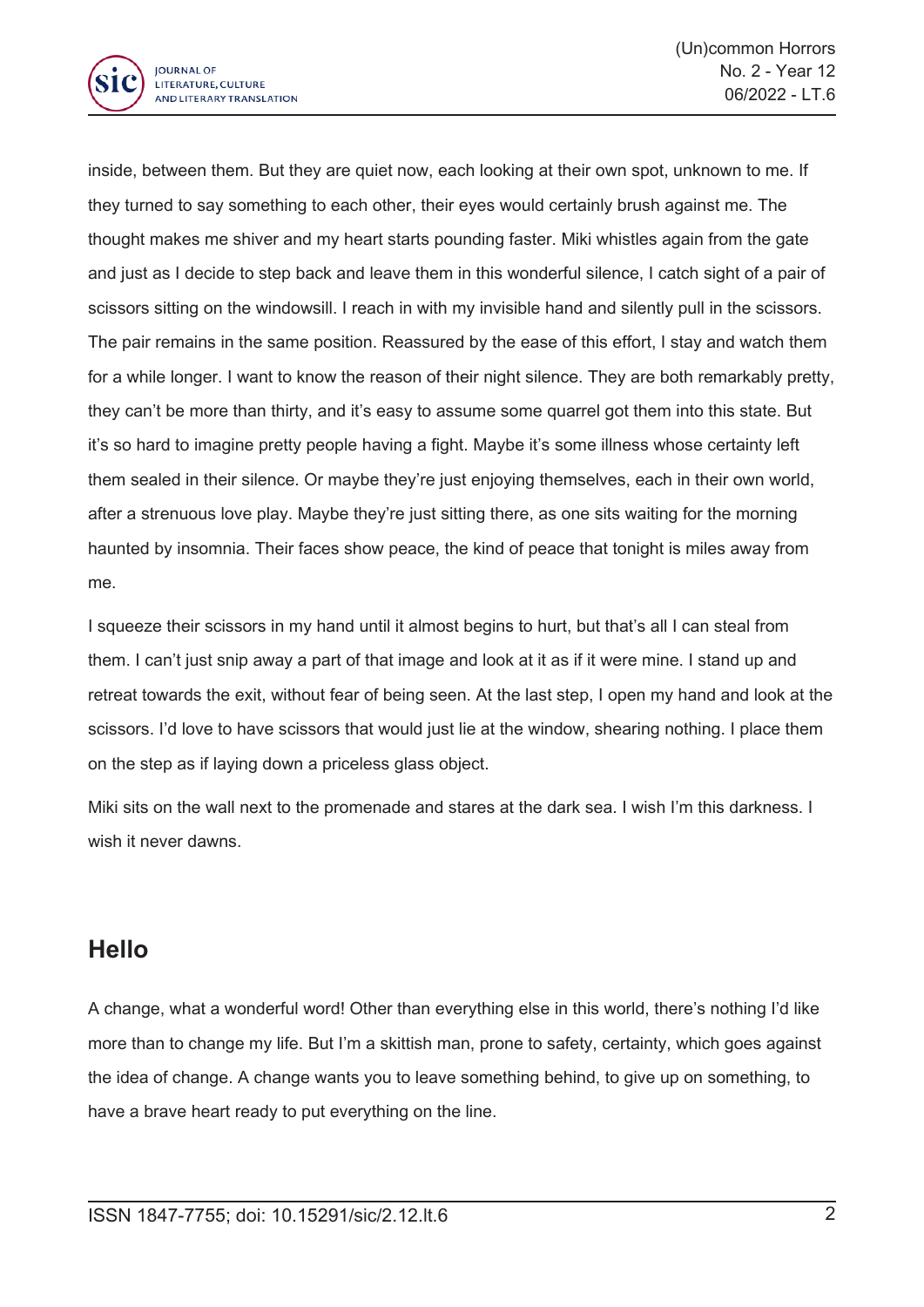inside, between them. But they are quiet now, each looking at their own spot, unknown to me. If they turned to say something to each other, their eyes would certainly brush against me. The thought makes me shiver and my heart starts pounding faster. Miki whistles again from the gate and just as I decide to step back and leave them in this wonderful silence, I catch sight of a pair of scissors sitting on the windowsill. I reach in with my invisible hand and silently pull in the scissors. The pair remains in the same position. Reassured by the ease of this effort, I stay and watch them for a while longer. I want to know the reason of their night silence. They are both remarkably pretty, they can't be more than thirty, and it's easy to assume some quarrel got them into this state. But it's so hard to imagine pretty people having a fight. Maybe it's some illness whose certainty left them sealed in their silence. Or maybe they're just enjoying themselves, each in their own world, after a strenuous love play. Maybe they're just sitting there, as one sits waiting for the morning haunted by insomnia. Their faces show peace, the kind of peace that tonight is miles away from me.

I squeeze their scissors in my hand until it almost begins to hurt, but that's all I can steal from them. I can't just snip away a part of that image and look at it as if it were mine. I stand up and retreat towards the exit, without fear of being seen. At the last step, I open my hand and look at the scissors. I'd love to have scissors that would just lie at the window, shearing nothing. I place them on the step as if laying down a priceless glass object.

Miki sits on the wall next to the promenade and stares at the dark sea. I wish I'm this darkness. I wish it never dawns.

## Hello

A change, what a wonderful word! Other than everything else in this world, there's nothing I'd like more than to change my life. But I'm a skittish man, prone to safety, certainty, which goes against the idea of change. A change wants you to leave something behind, to give up on something, to have a brave heart ready to put everything on the line.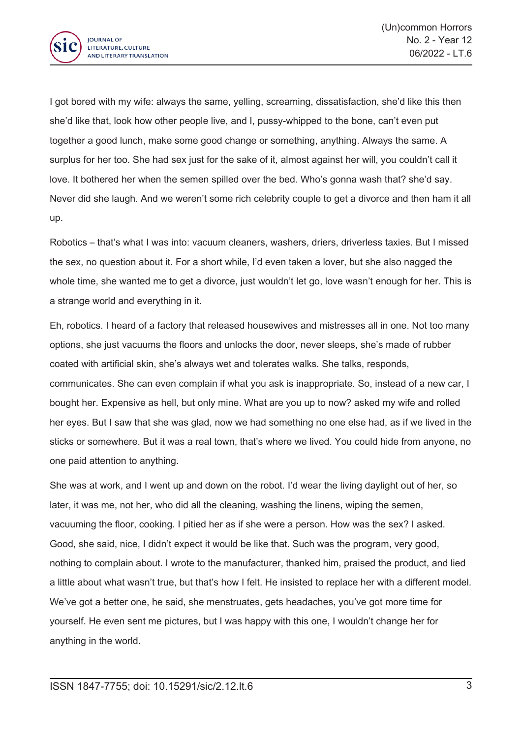I got bored with my wife: always the same, yelling, screaming, dissatisfaction, she'd like this then she'd like that, look how other people live, and I, pussy-whipped to the bone, can't even put together a good lunch, make some good change or something, anything. Always the same. A surplus for her too. She had sex just for the sake of it, almost against her will, you couldn't call it love. It bothered her when the semen spilled over the bed. Who's gonna wash that? she'd say. Never did she laugh. And we weren't some rich celebrity couple to get a divorce and then ham it all up.

Robotics – that's what I was into: vacuum cleaners, washers, driers, driverless taxies. But I missed the sex, no question about it. For a short while, I'd even taken a lover, but she also nagged the whole time, she wanted me to get a divorce, just wouldn't let go, love wasn't enough for her. This is a strange world and everything in it.

Eh, robotics. I heard of a factory that released housewives and mistresses all in one. Not too many options, she just vacuums the floors and unlocks the door, never sleeps, she's made of rubber coated with artificial skin, she's always wet and tolerates walks. She talks, responds, communicates. She can even complain if what you ask is inappropriate. So, instead of a new car, I bought her. Expensive as hell, but only mine. What are you up to now? asked my wife and rolled her eyes. But I saw that she was glad, now we had something no one else had, as if we lived in the sticks or somewhere. But it was a real town, that's where we lived. You could hide from anyone, no one paid attention to anything.

She was at work, and I went up and down on the robot. I'd wear the living daylight out of her, so later, it was me, not her, who did all the cleaning, washing the linens, wiping the semen, vacuuming the floor, cooking. I pitied her as if she were a person. How was the sex? I asked. Good, she said, nice, I didn't expect it would be like that. Such was the program, very good, nothing to complain about. I wrote to the manufacturer, thanked him, praised the product, and lied a little about what wasn't true, but that's how I felt. He insisted to replace her with a different model. We've got a better one, he said, she menstruates, gets headaches, you've got more time for yourself. He even sent me pictures, but I was happy with this one, I wouldn't change her for anything in the world.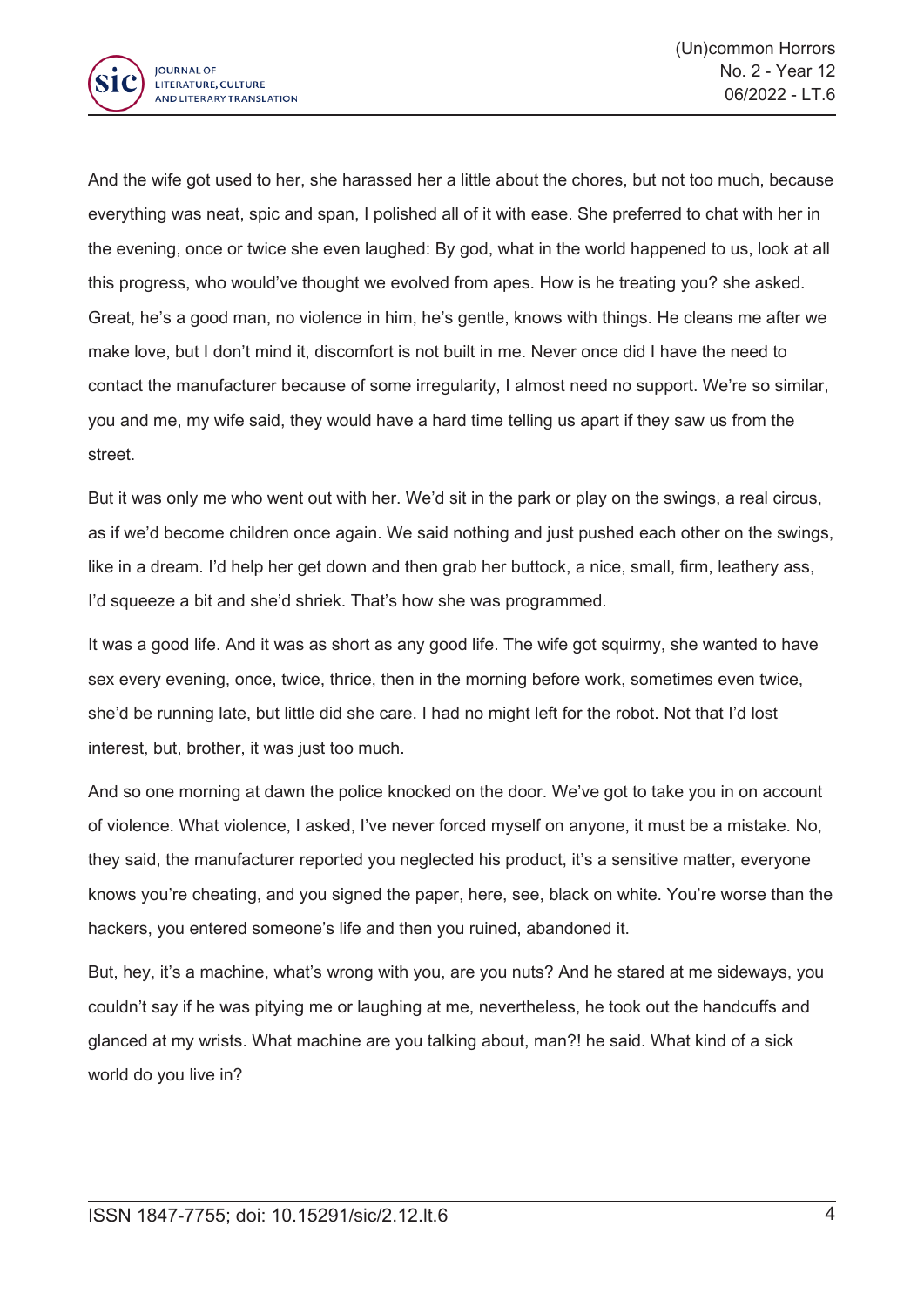And the wife got used to her, she harassed her a little about the chores, but not too much, because everything was neat, spic and span, I polished all of it with ease. She preferred to chat with her in the evening, once or twice she even laughed: By god, what in the world happened to us, look at all this progress, who would've thought we evolved from apes. How is he treating you? she asked. Great, he's a good man, no violence in him, he's gentle, knows with things. He cleans me after we make love, but I don't mind it, discomfort is not built in me. Never once did I have the need to contact the manufacturer because of some irregularity, I almost need no support. We're so similar, you and me, my wife said, they would have a hard time telling us apart if they saw us from the street.

But it was only me who went out with her. We'd sit in the park or play on the swings, a real circus, as if we'd become children once again. We said nothing and just pushed each other on the swings, like in a dream. I'd help her get down and then grab her buttock, a nice, small, firm, leathery ass, I'd squeeze a bit and she'd shriek. That's how she was programmed.

It was a good life. And it was as short as any good life. The wife got squirmy, she wanted to have sex every evening, once, twice, thrice, then in the morning before work, sometimes even twice, she'd be running late, but little did she care. I had no might left for the robot. Not that I'd lost interest, but, brother, it was just too much.

And so one morning at dawn the police knocked on the door. We've got to take you in on account of violence. What violence, I asked, I've never forced myself on anyone, it must be a mistake. No, they said, the manufacturer reported you neglected his product, it's a sensitive matter, everyone knows you're cheating, and you signed the paper, here, see, black on white. You're worse than the hackers, you entered someone's life and then you ruined, abandoned it.

But, hey, it's a machine, what's wrong with you, are you nuts? And he stared at me sideways, you couldn't say if he was pitying me or laughing at me, nevertheless, he took out the handcuffs and glanced at my wrists. What machine are you talking about, man?! he said. What kind of a sick world do you live in?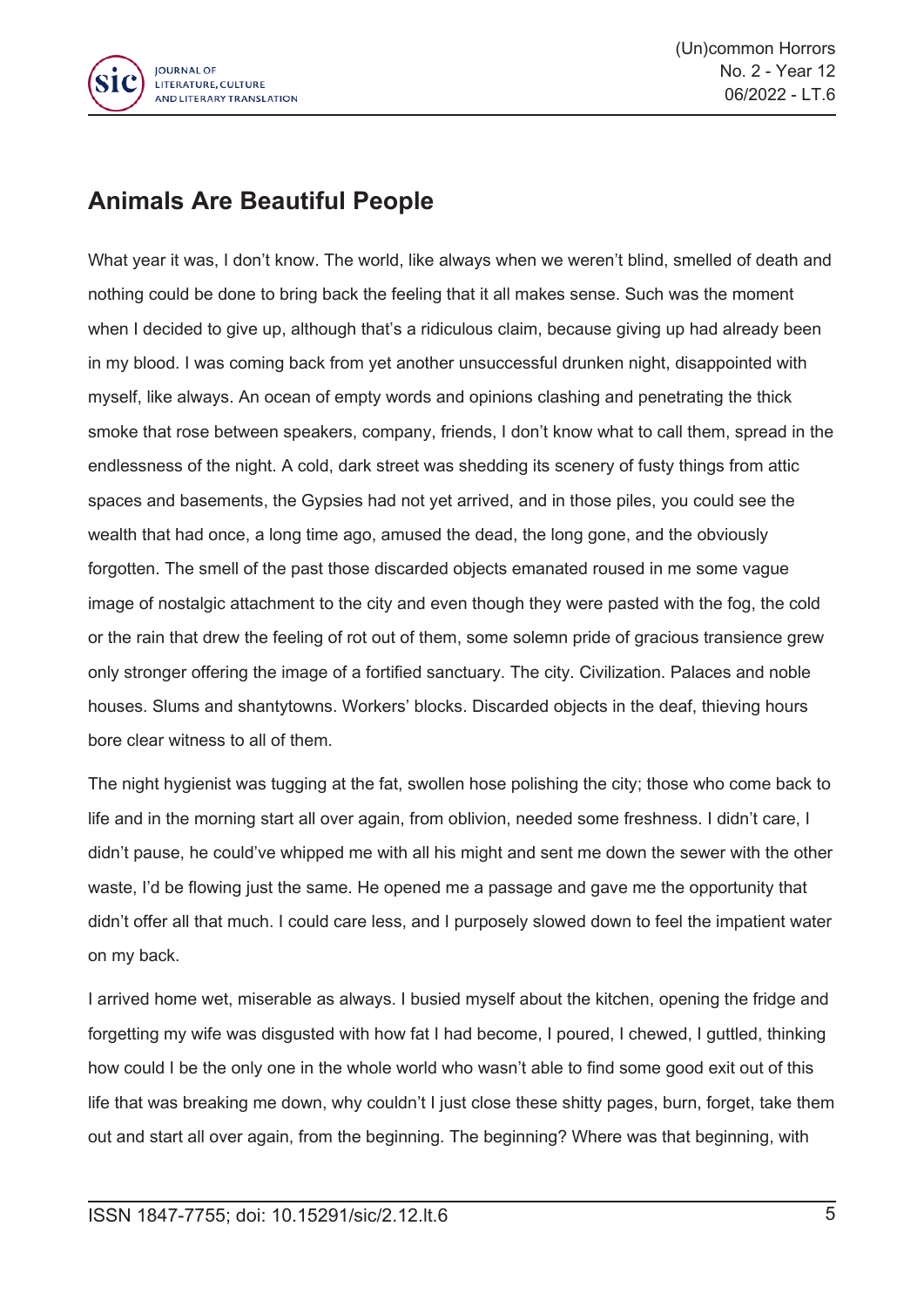## Animals Are Beautiful People

What year it was, I don't know. The world, like always when we weren't blind, smelled of death and nothing could be done to bring back the feeling that it all makes sense. Such was the moment when I decided to give up, although that's a ridiculous claim, because giving up had already been in my blood. I was coming back from yet another unsuccessful drunken night, disappointed with myself, like always. An ocean of empty words and opinions clashing and penetrating the thick smoke that rose between speakers, company, friends, I don't know what to call them, spread in the endlessness of the night. A cold, dark street was shedding its scenery of fusty things from attic spaces and basements, the Gypsies had not yet arrived, and in those piles, you could see the wealth that had once, a long time ago, amused the dead, the long gone, and the obviously forgotten. The smell of the past those discarded objects emanated roused in me some vague image of nostalgic attachment to the city and even though they were pasted with the fog, the cold or the rain that drew the feeling of rot out of them, some solemn pride of gracious transience grew only stronger offering the image of a fortified sanctuary. The city. Civilization. Palaces and noble houses. Slums and shantytowns. Workers' blocks. Discarded objects in the deaf, thieving hours bore clear witness to all of them.

The night hygienist was tugging at the fat, swollen hose polishing the city; those who come back to life and in the morning start all over again, from oblivion, needed some freshness. I didn't care, I didn't pause, he could've whipped me with all his might and sent me down the sewer with the other waste, I'd be flowing just the same. He opened me a passage and gave me the opportunity that didn't offer all that much. I could care less, and I purposely slowed down to feel the impatient water on my back.

I arrived home wet, miserable as always. I busied myself about the kitchen, opening the fridge and forgetting my wife was disgusted with how fat I had become, I poured, I chewed, I guttled, thinking how could I be the only one in the whole world who wasn't able to find some good exit out of this life that was breaking me down, why couldn't I just close these shitty pages, burn, forget, take them out and start all over again, from the beginning. The beginning? Where was that beginning, with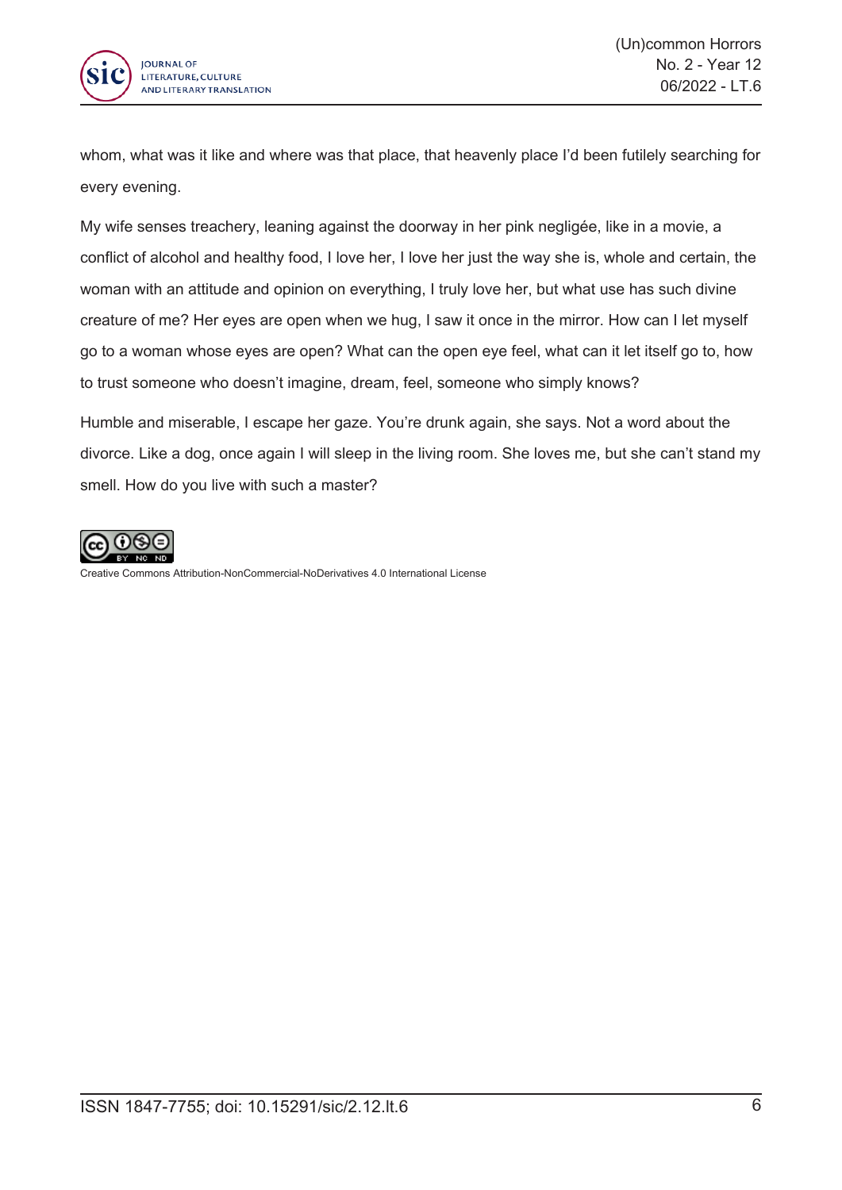whom, what was it like and where was that place, that heavenly place I'd been futilely searching for every evening.

My wife senses treachery, leaning against the doorway in her pink negligée, like in a movie, a conflict of alcohol and healthy food, I love her, I love her just the way she is, whole and certain, the woman with an attitude and opinion on everything, I truly love her, but what use has such divine creature of me? Her eyes are open when we hug, I saw it once in the mirror. How can I let myself go to a woman whose eyes are open? What can the open eye feel, what can it let itself go to, how to trust someone who doesn't imagine, dream, feel, someone who simply knows?

Humble and miserable, I escape her gaze. You're drunk again, she says. Not a word about the divorce. Like a dog, once again I will sleep in the living room. She loves me, but she can't stand my smell. How do you live with such a master?

Creative Commons Attribution-NonCommercial-NoDerivatives 4.0 International License